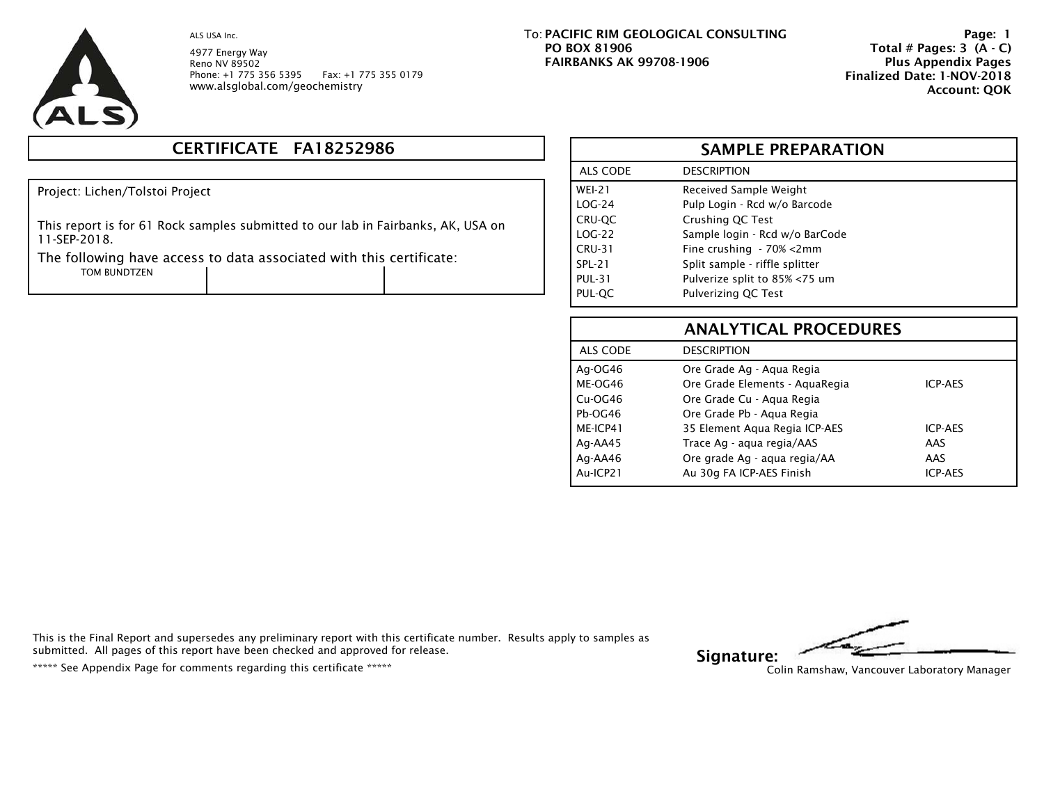ALS USA Inc.

4977 Energy Way
Reno NV 89502
Phone: +1 775 356 5395 Fax: +1 775 355 0179
www.alsglobal.com/geochemistry

To: **PACIFIC RIM GEOLOGICAL CONSULTING**
**PO BOX 81906**
**FAIRBANKS AK 99708-1906**

**Page: 1**
**Total # Pages: 3 (A - C)**
**Plus Appendix Pages**
**Finalized Date: 1-NOV-2018**
**Account: QOK**

## CERTIFICATE FA18252986

Project: Lichen/Tolstoi Project

This report is for 61 Rock samples submitted to our lab in Fairbanks, AK, USA on 11-SEP-2018.

The following have access to data associated with this certificate:

| TOM BUNDTZEN | | |
|---|---|---|

## SAMPLE PREPARATION

| ALS CODE | DESCRIPTION |
|---|---|
| WEI-21 | Received Sample Weight |
| LOG-24 | Pulp Login - Rcd w/o Barcode |
| CRU-QC | Crushing QC Test |
| LOG-22 | Sample login - Rcd w/o BarCode |
| CRU-31 | Fine crushing - 70% <2mm |
| SPL-21 | Split sample - riffle splitter |
| PUL-31 | Pulverize split to 85% <75 um |
| PUL-QC | Pulverizing QC Test |

## ANALYTICAL PROCEDURES

| ALS CODE | DESCRIPTION | |
|---|---|---|
| Ag-OG46 | Ore Grade Ag - Aqua Regia | |
| ME-OG46 | Ore Grade Elements - AquaRegia | ICP-AES |
| Cu-OG46 | Ore Grade Cu - Aqua Regia | |
| Pb-OG46 | Ore Grade Pb - Aqua Regia | |
| ME-ICP41 | 35 Element Aqua Regia ICP-AES | ICP-AES |
| Ag-AA45 | Trace Ag - aqua regia/AAS | AAS |
| Ag-AA46 | Ore grade Ag - aqua regia/AA | AAS |
| Au-ICP21 | Au 30g FA ICP-AES Finish | ICP-AES |

This is the Final Report and supersedes any preliminary report with this certificate number. Results apply to samples as submitted. All pages of this report have been checked and approved for release.

***** See Appendix Page for comments regarding this certificate *****

**Signature:**
Colin Ramshaw, Vancouver Laboratory Manager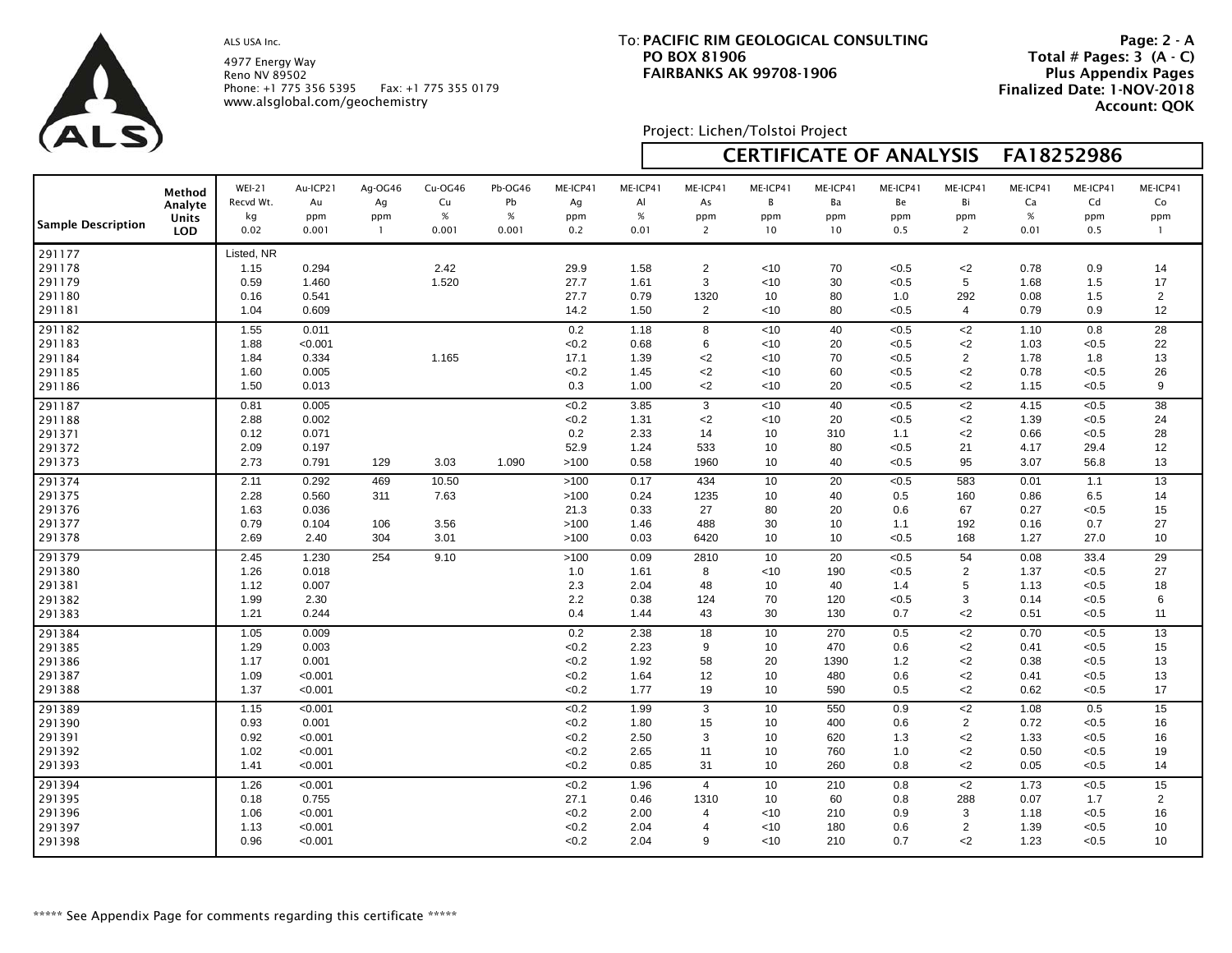ALS USA Inc.
4977 Energy Way
Reno NV 89502
Phone: +1 775 356 5395 Fax: +1 775 355 0179
www.alsglobal.com/geochemistry

To: **PACIFIC RIM GEOLOGICAL CONSULTING**
**PO BOX 81906**
**FAIRBANKS AK 99708-1906**

**Page: 2 - A**
**Total # Pages: 3 (A - C)**
**Plus Appendix Pages**
**Finalized Date: 1-NOV-2018**
**Account: QOK**

Project: Lichen/Tolstoi Project

## CERTIFICATE OF ANALYSIS FA18252986

| Sample Description | Method<br>Analyte<br>Units<br>LOD | WEI-21<br>Recvd Wt.<br>kg<br>0.02 | Au-ICP21<br>Au<br>ppm<br>0.001 | Ag-OG46<br>Ag<br>ppm<br>1 | Cu-OG46<br>Cu<br>%<br>0.001 | Pb-OG46<br>Pb<br>%<br>0.001 | ME-ICP41<br>Ag<br>ppm<br>0.2 | ME-ICP41<br>Al<br>%<br>0.01 | ME-ICP41<br>As<br>ppm<br>2 | ME-ICP41<br>B<br>ppm<br>10 | ME-ICP41<br>Ba<br>ppm<br>10 | ME-ICP41<br>Be<br>ppm<br>0.5 | ME-ICP41<br>Bi<br>ppm<br>2 | ME-ICP41<br>Ca<br>%<br>0.01 | ME-ICP41<br>Cd<br>ppm<br>0.5 | ME-ICP41<br>Co<br>ppm<br>1 |
|---|---|---|---|---|---|---|---|---|---|---|---|---|---|---|---|---|
| 291177 | | Listed, NR | | | | | | | | | | | | | | |
| 291178 | | 1.15 | 0.294 | | 2.42 | | 29.9 | 1.58 | 2 | <10 | 70 | <0.5 | <2 | 0.78 | 0.9 | 14 |
| 291179 | | 0.59 | 1.460 | | 1.520 | | 27.7 | 1.61 | 3 | <10 | 30 | <0.5 | 5 | 1.68 | 1.5 | 17 |
| 291180 | | 0.16 | 0.541 | | | | 27.7 | 0.79 | 1320 | 10 | 80 | 1.0 | 292 | 0.08 | 1.5 | 2 |
| 291181 | | 1.04 | 0.609 | | | | 14.2 | 1.50 | 2 | <10 | 80 | <0.5 | 4 | 0.79 | 0.9 | 12 |
| 291182 | | 1.55 | 0.011 | | | | 0.2 | 1.18 | 8 | <10 | 40 | <0.5 | <2 | 1.10 | 0.8 | 28 |
| 291183 | | 1.88 | <0.001 | | | | <0.2 | 0.68 | 6 | <10 | 20 | <0.5 | <2 | 1.03 | <0.5 | 22 |
| 291184 | | 1.84 | 0.334 | | 1.165 | | 17.1 | 1.39 | <2 | <10 | 70 | <0.5 | 2 | 1.78 | 1.8 | 13 |
| 291185 | | 1.60 | 0.005 | | | | <0.2 | 1.45 | <2 | <10 | 60 | <0.5 | <2 | 0.78 | <0.5 | 26 |
| 291186 | | 1.50 | 0.013 | | | | 0.3 | 1.00 | <2 | <10 | 20 | <0.5 | <2 | 1.15 | <0.5 | 9 |
| 291187 | | 0.81 | 0.005 | | | | <0.2 | 3.85 | 3 | <10 | 40 | <0.5 | <2 | 4.15 | <0.5 | 38 |
| 291188 | | 2.88 | 0.002 | | | | <0.2 | 1.31 | <2 | <10 | 20 | <0.5 | <2 | 1.39 | <0.5 | 24 |
| 291371 | | 0.12 | 0.071 | | | | 0.2 | 2.33 | 14 | 10 | 310 | 1.1 | <2 | 0.66 | <0.5 | 28 |
| 291372 | | 2.09 | 0.197 | | | | 52.9 | 1.24 | 533 | 10 | 80 | <0.5 | 21 | 4.17 | 29.4 | 12 |
| 291373 | | 2.73 | 0.791 | 129 | 3.03 | 1.090 | >100 | 0.58 | 1960 | 10 | 40 | <0.5 | 95 | 3.07 | 56.8 | 13 |
| 291374 | | 2.11 | 0.292 | 469 | 10.50 | | >100 | 0.17 | 434 | 10 | 20 | <0.5 | 583 | 0.01 | 1.1 | 13 |
| 291375 | | 2.28 | 0.560 | 311 | 7.63 | | >100 | 0.24 | 1235 | 10 | 40 | 0.5 | 160 | 0.86 | 6.5 | 14 |
| 291376 | | 1.63 | 0.036 | | | | 21.3 | 0.33 | 27 | 80 | 20 | 0.6 | 67 | 0.27 | <0.5 | 15 |
| 291377 | | 0.79 | 0.104 | 106 | 3.56 | | >100 | 1.46 | 488 | 30 | 10 | 1.1 | 192 | 0.16 | 0.7 | 27 |
| 291378 | | 2.69 | 2.40 | 304 | 3.01 | | >100 | 0.03 | 6420 | 10 | 10 | <0.5 | 168 | 1.27 | 27.0 | 10 |
| 291379 | | 2.45 | 1.230 | 254 | 9.10 | | >100 | 0.09 | 2810 | 10 | 20 | <0.5 | 54 | 0.08 | 33.4 | 29 |
| 291380 | | 1.26 | 0.018 | | | | 1.0 | 1.61 | 8 | <10 | 190 | <0.5 | 2 | 1.37 | <0.5 | 27 |
| 291381 | | 1.12 | 0.007 | | | | 2.3 | 2.04 | 48 | 10 | 40 | 1.4 | 5 | 1.13 | <0.5 | 18 |
| 291382 | | 1.99 | 2.30 | | | | 2.2 | 0.38 | 124 | 70 | 120 | <0.5 | 3 | 0.14 | <0.5 | 6 |
| 291383 | | 1.21 | 0.244 | | | | 0.4 | 1.44 | 43 | 30 | 130 | 0.7 | <2 | 0.51 | <0.5 | 11 |
| 291384 | | 1.05 | 0.009 | | | | 0.2 | 2.38 | 18 | 10 | 270 | 0.5 | <2 | 0.70 | <0.5 | 13 |
| 291385 | | 1.29 | 0.003 | | | | <0.2 | 2.23 | 9 | 10 | 470 | 0.6 | <2 | 0.41 | <0.5 | 15 |
| 291386 | | 1.17 | 0.001 | | | | <0.2 | 1.92 | 58 | 20 | 1390 | 1.2 | <2 | 0.38 | <0.5 | 13 |
| 291387 | | 1.09 | <0.001 | | | | <0.2 | 1.64 | 12 | 10 | 480 | 0.6 | <2 | 0.41 | <0.5 | 13 |
| 291388 | | 1.37 | <0.001 | | | | <0.2 | 1.77 | 19 | 10 | 590 | 0.5 | <2 | 0.62 | <0.5 | 17 |
| 291389 | | 1.15 | <0.001 | | | | <0.2 | 1.99 | 3 | 10 | 550 | 0.9 | <2 | 1.08 | 0.5 | 15 |
| 291390 | | 0.93 | 0.001 | | | | <0.2 | 1.80 | 15 | 10 | 400 | 0.6 | 2 | 0.72 | <0.5 | 16 |
| 291391 | | 0.92 | <0.001 | | | | <0.2 | 2.50 | 3 | 10 | 620 | 1.3 | <2 | 1.33 | <0.5 | 16 |
| 291392 | | 1.02 | <0.001 | | | | <0.2 | 2.65 | 11 | 10 | 760 | 1.0 | <2 | 0.50 | <0.5 | 19 |
| 291393 | | 1.41 | <0.001 | | | | <0.2 | 0.85 | 31 | 10 | 260 | 0.8 | <2 | 0.05 | <0.5 | 14 |
| 291394 | | 1.26 | <0.001 | | | | <0.2 | 1.96 | 4 | 10 | 210 | 0.8 | <2 | 1.73 | <0.5 | 15 |
| 291395 | | 0.18 | 0.755 | | | | 27.1 | 0.46 | 1310 | 10 | 60 | 0.8 | 288 | 0.07 | 1.7 | 2 |
| 291396 | | 1.06 | <0.001 | | | | <0.2 | 2.00 | 4 | <10 | 210 | 0.9 | 3 | 1.18 | <0.5 | 16 |
| 291397 | | 1.13 | <0.001 | | | | <0.2 | 2.04 | 4 | <10 | 180 | 0.6 | 2 | 1.39 | <0.5 | 10 |
| 291398 | | 0.96 | <0.001 | | | | <0.2 | 2.04 | 9 | <10 | 210 | 0.7 | <2 | 1.23 | <0.5 | 10 |

***** See Appendix Page for comments regarding this certificate *****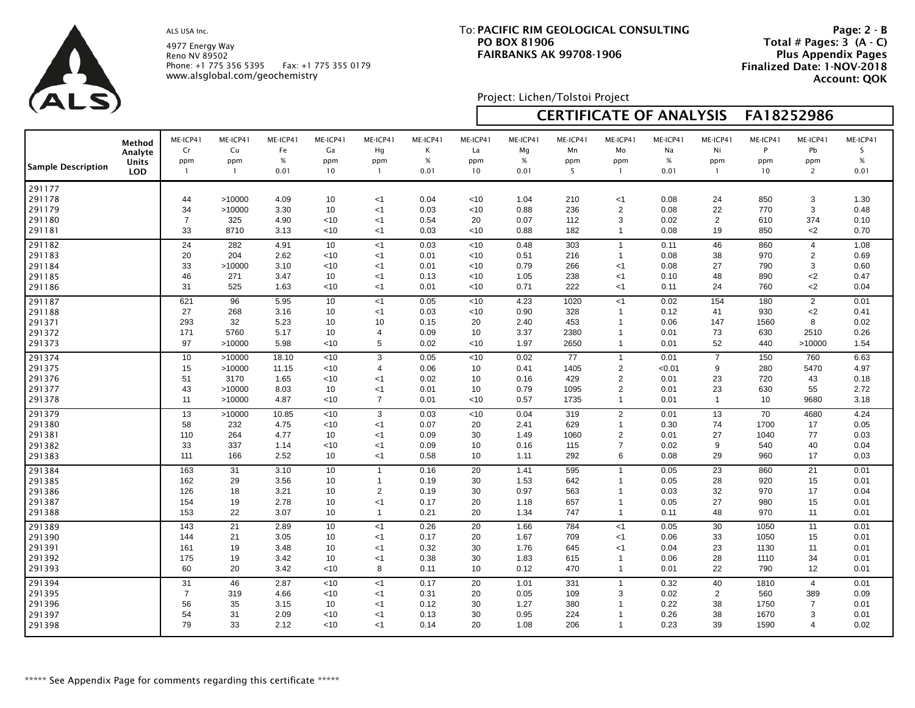ALS USA Inc.
4977 Energy Way
Reno NV 89502
Phone: +1 775 356 5395 Fax: +1 775 355 0179
www.alsglobal.com/geochemistry

To: **PACIFIC RIM GEOLOGICAL CONSULTING**
**PO BOX 81906**
**FAIRBANKS AK 99708-1906**

**Page: 2 - B**
**Total # Pages: 3 (A - C)**
**Plus Appendix Pages**
**Finalized Date: 1-NOV-2018**
**Account: QOK**

Project: Lichen/Tolstoi Project

## CERTIFICATE OF ANALYSIS FA18252986

| Sample Description | Method | ME-ICP41 | ME-ICP41 | ME-ICP41 | ME-ICP41 | ME-ICP41 | ME-ICP41 | ME-ICP41 | ME-ICP41 | ME-ICP41 | ME-ICP41 | ME-ICP41 | ME-ICP41 | ME-ICP41 | ME-ICP41 | ME-ICP41 |
|---|---|---|---|---|---|---|---|---|---|---|---|---|---|---|---|---|
| | Analyte | Cr | Cu | Fe | Ga | Hg | K | La | Mg | Mn | Mo | Na | Ni | P | Pb | S |
| | Units | ppm | ppm | % | ppm | ppm | % | ppm | % | ppm | ppm | % | ppm | ppm | ppm | % |
| | LOD | 1 | 1 | 0.01 | 10 | 1 | 0.01 | 10 | 0.01 | 5 | 1 | 0.01 | 1 | 10 | 2 | 0.01 |
| 291177 | | | | | | | | | | | | | | | | |
| 291178 | | 44 | >10000 | 4.09 | 10 | <1 | 0.04 | <10 | 1.04 | 210 | <1 | 0.08 | 24 | 850 | 3 | 1.30 |
| 291179 | | 34 | >10000 | 3.30 | 10 | <1 | 0.03 | <10 | 0.88 | 236 | 2 | 0.08 | 22 | 770 | 3 | 0.48 |
| 291180 | | 7 | 325 | 4.90 | <10 | <1 | 0.54 | 20 | 0.07 | 112 | 3 | 0.02 | 2 | 610 | 374 | 0.10 |
| 291181 | | 33 | 8710 | 3.13 | <10 | <1 | 0.03 | <10 | 0.88 | 182 | 1 | 0.08 | 19 | 850 | <2 | 0.70 |
| 291182 | | 24 | 282 | 4.91 | 10 | <1 | 0.03 | <10 | 0.48 | 303 | 1 | 0.11 | 46 | 860 | 4 | 1.08 |
| 291183 | | 20 | 204 | 2.62 | <10 | <1 | 0.01 | <10 | 0.51 | 216 | 1 | 0.08 | 38 | 970 | 2 | 0.69 |
| 291184 | | 33 | >10000 | 3.10 | <10 | <1 | 0.01 | <10 | 0.79 | 266 | <1 | 0.08 | 27 | 790 | 3 | 0.60 |
| 291185 | | 46 | 271 | 3.47 | 10 | <1 | 0.13 | <10 | 1.05 | 238 | <1 | 0.10 | 48 | 890 | <2 | 0.47 |
| 291186 | | 31 | 525 | 1.63 | <10 | <1 | 0.01 | <10 | 0.71 | 222 | <1 | 0.11 | 24 | 760 | <2 | 0.04 |
| 291187 | | 621 | 96 | 5.95 | 10 | <1 | 0.05 | <10 | 4.23 | 1020 | <1 | 0.02 | 154 | 180 | 2 | 0.01 |
| 291188 | | 27 | 268 | 3.16 | 10 | <1 | 0.03 | <10 | 0.90 | 328 | 1 | 0.12 | 41 | 930 | <2 | 0.41 |
| 291371 | | 293 | 32 | 5.23 | 10 | 10 | 0.15 | 20 | 2.40 | 453 | 1 | 0.06 | 147 | 1560 | 8 | 0.02 |
| 291372 | | 171 | 5760 | 5.17 | 10 | 4 | 0.09 | 10 | 3.37 | 2380 | 1 | 0.01 | 73 | 630 | 2510 | 0.26 |
| 291373 | | 97 | >10000 | 5.98 | <10 | 5 | 0.02 | <10 | 1.97 | 2650 | 1 | 0.01 | 52 | 440 | >10000 | 1.54 |
| 291374 | | 10 | >10000 | 18.10 | <10 | 3 | 0.05 | <10 | 0.02 | 77 | 1 | 0.01 | 7 | 150 | 760 | 6.63 |
| 291375 | | 15 | >10000 | 11.15 | <10 | 4 | 0.06 | 10 | 0.41 | 1405 | 2 | <0.01 | 9 | 280 | 5470 | 4.97 |
| 291376 | | 51 | 3170 | 1.65 | <10 | <1 | 0.02 | 10 | 0.16 | 429 | 2 | 0.01 | 23 | 720 | 43 | 0.18 |
| 291377 | | 43 | >10000 | 8.03 | 10 | <1 | 0.01 | 10 | 0.79 | 1095 | 2 | 0.01 | 23 | 630 | 55 | 2.72 |
| 291378 | | 11 | >10000 | 4.87 | <10 | 7 | 0.01 | <10 | 0.57 | 1735 | 1 | 0.01 | 1 | 10 | 9680 | 3.18 |
| 291379 | | 13 | >10000 | 10.85 | <10 | 3 | 0.03 | <10 | 0.04 | 319 | 2 | 0.01 | 13 | 70 | 4680 | 4.24 |
| 291380 | | 58 | 232 | 4.75 | <10 | <1 | 0.07 | 20 | 2.41 | 629 | 1 | 0.30 | 74 | 1700 | 17 | 0.05 |
| 291381 | | 110 | 264 | 4.77 | 10 | <1 | 0.09 | 30 | 1.49 | 1060 | 2 | 0.01 | 27 | 1040 | 77 | 0.03 |
| 291382 | | 33 | 337 | 1.14 | <10 | <1 | 0.09 | 10 | 0.16 | 115 | 7 | 0.02 | 9 | 540 | 40 | 0.04 |
| 291383 | | 111 | 166 | 2.52 | 10 | <1 | 0.58 | 10 | 1.11 | 292 | 6 | 0.08 | 29 | 960 | 17 | 0.03 |
| 291384 | | 163 | 31 | 3.10 | 10 | 1 | 0.16 | 20 | 1.41 | 595 | 1 | 0.05 | 23 | 860 | 21 | 0.01 |
| 291385 | | 162 | 29 | 3.56 | 10 | 1 | 0.19 | 30 | 1.53 | 642 | 1 | 0.05 | 28 | 920 | 15 | 0.01 |
| 291386 | | 126 | 18 | 3.21 | 10 | 2 | 0.19 | 30 | 0.97 | 563 | 1 | 0.03 | 32 | 970 | 17 | 0.04 |
| 291387 | | 154 | 19 | 2.78 | 10 | <1 | 0.17 | 20 | 1.18 | 657 | 1 | 0.05 | 27 | 980 | 15 | 0.01 |
| 291388 | | 153 | 22 | 3.07 | 10 | 1 | 0.21 | 20 | 1.34 | 747 | 1 | 0.11 | 48 | 970 | 11 | 0.01 |
| 291389 | | 143 | 21 | 2.89 | 10 | <1 | 0.26 | 20 | 1.66 | 784 | <1 | 0.05 | 30 | 1050 | 11 | 0.01 |
| 291390 | | 144 | 21 | 3.05 | 10 | <1 | 0.17 | 20 | 1.67 | 709 | <1 | 0.06 | 33 | 1050 | 15 | 0.01 |
| 291391 | | 161 | 19 | 3.48 | 10 | <1 | 0.32 | 30 | 1.76 | 645 | <1 | 0.04 | 23 | 1130 | 11 | 0.01 |
| 291392 | | 175 | 19 | 3.42 | 10 | <1 | 0.38 | 30 | 1.83 | 615 | 1 | 0.06 | 28 | 1110 | 34 | 0.01 |
| 291393 | | 60 | 20 | 3.42 | <10 | 8 | 0.11 | 10 | 0.12 | 470 | 1 | 0.01 | 22 | 790 | 12 | 0.01 |
| 291394 | | 31 | 46 | 2.87 | <10 | <1 | 0.17 | 20 | 1.01 | 331 | 1 | 0.32 | 40 | 1810 | 4 | 0.01 |
| 291395 | | 7 | 319 | 4.66 | <10 | <1 | 0.31 | 20 | 0.05 | 109 | 3 | 0.02 | 2 | 560 | 389 | 0.09 |
| 291396 | | 56 | 35 | 3.15 | 10 | <1 | 0.12 | 30 | 1.27 | 380 | 1 | 0.22 | 38 | 1750 | 7 | 0.01 |
| 291397 | | 54 | 31 | 2.09 | <10 | <1 | 0.13 | 30 | 0.95 | 224 | 1 | 0.26 | 38 | 1670 | 3 | 0.01 |
| 291398 | | 79 | 33 | 2.12 | <10 | <1 | 0.14 | 20 | 1.08 | 206 | 1 | 0.23 | 39 | 1590 | 4 | 0.02 |

***** See Appendix Page for comments regarding this certificate *****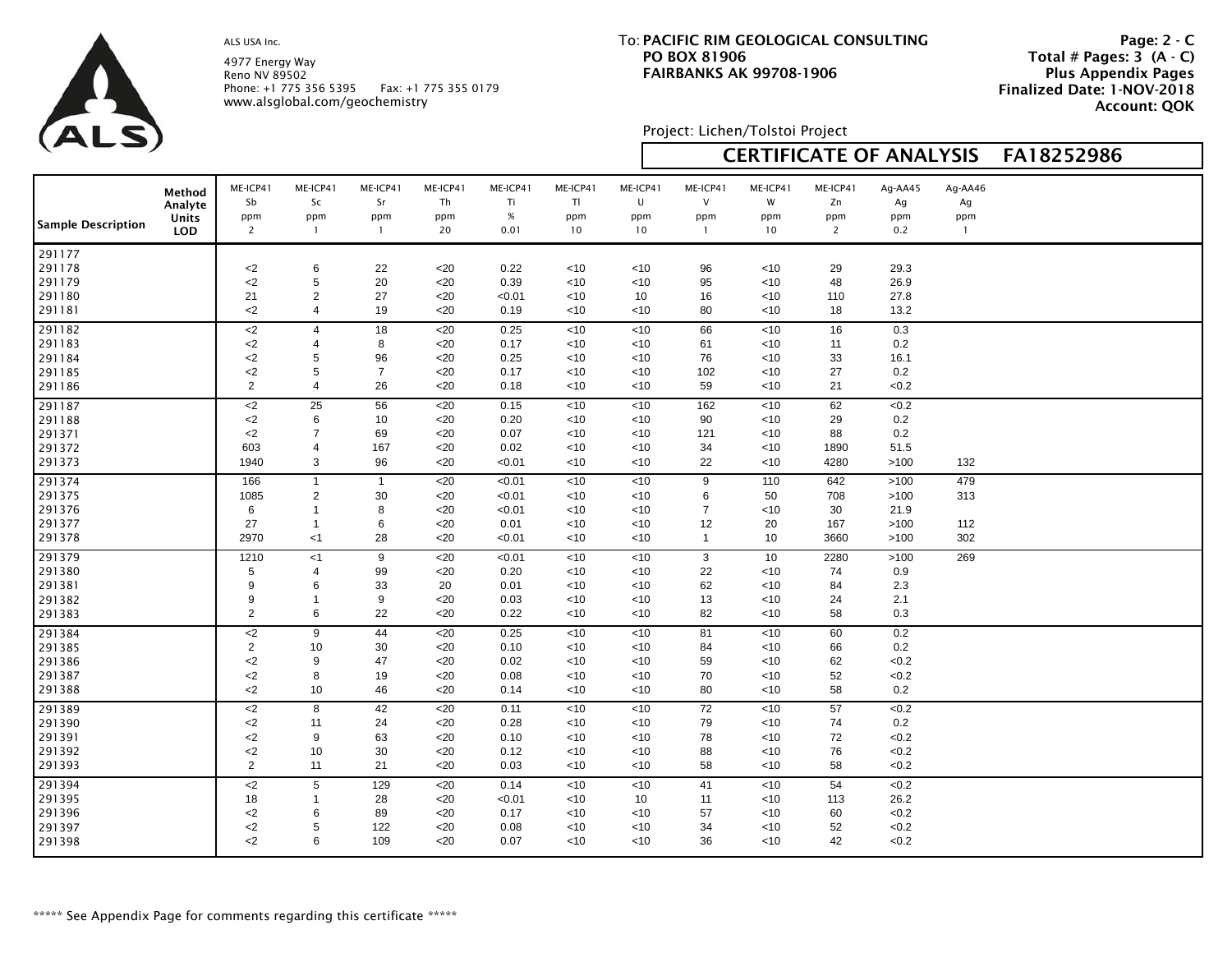ALS USA Inc.

4977 Energy Way
Reno NV 89502
Phone: +1 775 356 5395 Fax: +1 775 355 0179
www.alsglobal.com/geochemistry

To: **PACIFIC RIM GEOLOGICAL CONSULTING**
**PO BOX 81906**
**FAIRBANKS AK 99708-1906**

**Page: 2 - C**
**Total # Pages: 3 (A - C)**
**Plus Appendix Pages**
**Finalized Date: 1-NOV-2018**
**Account: QOK**

Project: Lichen/Tolstoi Project

## CERTIFICATE OF ANALYSIS FA18252986

| Sample Description | Method | ME-ICP41 | ME-ICP41 | ME-ICP41 | ME-ICP41 | ME-ICP41 | ME-ICP41 | ME-ICP41 | ME-ICP41 | ME-ICP41 | ME-ICP41 | Ag-AA45 | Ag-AA46 |
|---|---|---|---|---|---|---|---|---|---|---|---|---|---|
| | Analyte | Sb | Sc | Sr | Th | Ti | Tl | U | V | W | Zn | Ag | Ag |
| | Units | ppm | ppm | ppm | ppm | % | ppm | ppm | ppm | ppm | ppm | ppm | ppm |
| | LOD | 2 | 1 | 1 | 20 | 0.01 | 10 | 10 | 1 | 10 | 2 | 0.2 | 1 |
| 291177 | | | | | | | | | | | | | |
| 291178 | | <2 | 6 | 22 | <20 | 0.22 | <10 | <10 | 96 | <10 | 29 | 29.3 | |
| 291179 | | <2 | 5 | 20 | <20 | 0.39 | <10 | <10 | 95 | <10 | 48 | 26.9 | |
| 291180 | | 21 | 2 | 27 | <20 | <0.01 | <10 | 10 | 16 | <10 | 110 | 27.8 | |
| 291181 | | <2 | 4 | 19 | <20 | 0.19 | <10 | <10 | 80 | <10 | 18 | 13.2 | |
| 291182 | | <2 | 4 | 18 | <20 | 0.25 | <10 | <10 | 66 | <10 | 16 | 0.3 | |
| 291183 | | <2 | 4 | 8 | <20 | 0.17 | <10 | <10 | 61 | <10 | 11 | 0.2 | |
| 291184 | | <2 | 5 | 96 | <20 | 0.25 | <10 | <10 | 76 | <10 | 33 | 16.1 | |
| 291185 | | <2 | 5 | 7 | <20 | 0.17 | <10 | <10 | 102 | <10 | 27 | 0.2 | |
| 291186 | | 2 | 4 | 26 | <20 | 0.18 | <10 | <10 | 59 | <10 | 21 | <0.2 | |
| 291187 | | <2 | 25 | 56 | <20 | 0.15 | <10 | <10 | 162 | <10 | 62 | <0.2 | |
| 291188 | | <2 | 6 | 10 | <20 | 0.20 | <10 | <10 | 90 | <10 | 29 | 0.2 | |
| 291371 | | <2 | 7 | 69 | <20 | 0.07 | <10 | <10 | 121 | <10 | 88 | 0.2 | |
| 291372 | | 603 | 4 | 167 | <20 | 0.02 | <10 | <10 | 34 | <10 | 1890 | 51.5 | |
| 291373 | | 1940 | 3 | 96 | <20 | <0.01 | <10 | <10 | 22 | <10 | 4280 | >100 | 132 |
| 291374 | | 166 | 1 | 1 | <20 | <0.01 | <10 | <10 | 9 | 110 | 642 | >100 | 479 |
| 291375 | | 1085 | 2 | 30 | <20 | <0.01 | <10 | <10 | 6 | 50 | 708 | >100 | 313 |
| 291376 | | 6 | 1 | 8 | <20 | <0.01 | <10 | <10 | 7 | <10 | 30 | 21.9 | |
| 291377 | | 27 | 1 | 6 | <20 | 0.01 | <10 | <10 | 12 | 20 | 167 | >100 | 112 |
| 291378 | | 2970 | <1 | 28 | <20 | <0.01 | <10 | <10 | 1 | 10 | 3660 | >100 | 302 |
| 291379 | | 1210 | <1 | 9 | <20 | <0.01 | <10 | <10 | 3 | 10 | 2280 | >100 | 269 |
| 291380 | | 5 | 4 | 99 | <20 | 0.20 | <10 | <10 | 22 | <10 | 74 | 0.9 | |
| 291381 | | 9 | 6 | 33 | 20 | 0.01 | <10 | <10 | 62 | <10 | 84 | 2.3 | |
| 291382 | | 9 | 1 | 9 | <20 | 0.03 | <10 | <10 | 13 | <10 | 24 | 2.1 | |
| 291383 | | 2 | 6 | 22 | <20 | 0.22 | <10 | <10 | 82 | <10 | 58 | 0.3 | |
| 291384 | | <2 | 9 | 44 | <20 | 0.25 | <10 | <10 | 81 | <10 | 60 | 0.2 | |
| 291385 | | 2 | 10 | 30 | <20 | 0.10 | <10 | <10 | 84 | <10 | 66 | 0.2 | |
| 291386 | | <2 | 9 | 47 | <20 | 0.02 | <10 | <10 | 59 | <10 | 62 | <0.2 | |
| 291387 | | <2 | 8 | 19 | <20 | 0.08 | <10 | <10 | 70 | <10 | 52 | <0.2 | |
| 291388 | | <2 | 10 | 46 | <20 | 0.14 | <10 | <10 | 80 | <10 | 58 | 0.2 | |
| 291389 | | <2 | 8 | 42 | <20 | 0.11 | <10 | <10 | 72 | <10 | 57 | <0.2 | |
| 291390 | | <2 | 11 | 24 | <20 | 0.28 | <10 | <10 | 79 | <10 | 74 | 0.2 | |
| 291391 | | <2 | 9 | 63 | <20 | 0.10 | <10 | <10 | 78 | <10 | 72 | <0.2 | |
| 291392 | | <2 | 10 | 30 | <20 | 0.12 | <10 | <10 | 88 | <10 | 76 | <0.2 | |
| 291393 | | 2 | 11 | 21 | <20 | 0.03 | <10 | <10 | 58 | <10 | 58 | <0.2 | |
| 291394 | | <2 | 5 | 129 | <20 | 0.14 | <10 | <10 | 41 | <10 | 54 | <0.2 | |
| 291395 | | 18 | 1 | 28 | <20 | <0.01 | <10 | 10 | 11 | <10 | 113 | 26.2 | |
| 291396 | | <2 | 6 | 89 | <20 | 0.17 | <10 | <10 | 57 | <10 | 60 | <0.2 | |
| 291397 | | <2 | 5 | 122 | <20 | 0.08 | <10 | <10 | 34 | <10 | 52 | <0.2 | |
| 291398 | | <2 | 6 | 109 | <20 | 0.07 | <10 | <10 | 36 | <10 | 42 | <0.2 | |

***** See Appendix Page for comments regarding this certificate *****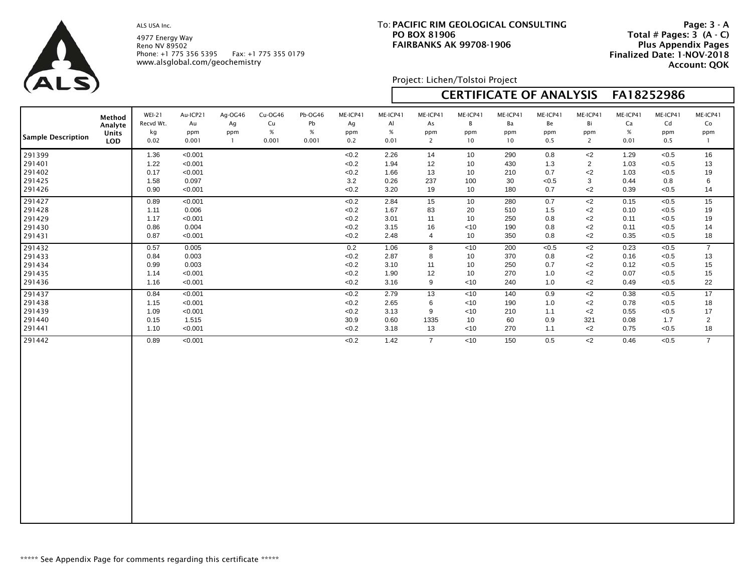ALS USA Inc.
4977 Energy Way
Reno NV 89502
Phone: +1 775 356 5395 Fax: +1 775 355 0179
www.alsglobal.com/geochemistry

To: **PACIFIC RIM GEOLOGICAL CONSULTING**
**PO BOX 81906**
**FAIRBANKS AK 99708-1906**

**Page: 3 - A**
**Total # Pages: 3 (A - C)**
**Plus Appendix Pages**
**Finalized Date: 1-NOV-2018**
**Account: QOK**

Project: Lichen/Tolstoi Project

## CERTIFICATE OF ANALYSIS FA18252986

| Method | WEI-21 | Au-ICP21 | Ag-OG46 | Cu-OG46 | Pb-OG46 | ME-ICP41 | ME-ICP41 | ME-ICP41 | ME-ICP41 | ME-ICP41 | ME-ICP41 | ME-ICP41 | ME-ICP41 | ME-ICP41 | ME-ICP41 |
|---|---|---|---|---|---|---|---|---|---|---|---|---|---|---|---|
| Analyte | Recvd Wt. | Au | Ag | Cu | Pb | Ag | Al | As | B | Ba | Be | Bi | Ca | Cd | Co |
| Units | kg | ppm | ppm | % | % | ppm | % | ppm | ppm | ppm | ppm | ppm | % | ppm | ppm |
| **Sample Description** / LOD | 0.02 | 0.001 | 1 | 0.001 | 0.001 | 0.2 | 0.01 | 2 | 10 | 10 | 0.5 | 2 | 0.01 | 0.5 | 1 |
| 291399 | 1.36 | <0.001 | | | | <0.2 | 2.26 | 14 | 10 | 290 | 0.8 | <2 | 1.29 | <0.5 | 16 |
| 291401 | 1.22 | <0.001 | | | | <0.2 | 1.94 | 12 | 10 | 430 | 1.3 | 2 | 1.03 | <0.5 | 13 |
| 291402 | 0.17 | <0.001 | | | | <0.2 | 1.66 | 13 | 10 | 210 | 0.7 | <2 | 1.03 | <0.5 | 19 |
| 291425 | 1.58 | 0.097 | | | | 3.2 | 0.26 | 237 | 100 | 30 | <0.5 | 3 | 0.44 | 0.8 | 6 |
| 291426 | 0.90 | <0.001 | | | | <0.2 | 3.20 | 19 | 10 | 180 | 0.7 | <2 | 0.39 | <0.5 | 14 |
| 291427 | 0.89 | <0.001 | | | | <0.2 | 2.84 | 15 | 10 | 280 | 0.7 | <2 | 0.15 | <0.5 | 15 |
| 291428 | 1.11 | 0.006 | | | | <0.2 | 1.67 | 83 | 20 | 510 | 1.5 | <2 | 0.10 | <0.5 | 19 |
| 291429 | 1.17 | <0.001 | | | | <0.2 | 3.01 | 11 | 10 | 250 | 0.8 | <2 | 0.11 | <0.5 | 19 |
| 291430 | 0.86 | 0.004 | | | | <0.2 | 3.15 | 16 | <10 | 190 | 0.8 | <2 | 0.11 | <0.5 | 14 |
| 291431 | 0.87 | <0.001 | | | | <0.2 | 2.48 | 4 | 10 | 350 | 0.8 | <2 | 0.35 | <0.5 | 18 |
| 291432 | 0.57 | 0.005 | | | | 0.2 | 1.06 | 8 | <10 | 200 | <0.5 | <2 | 0.23 | <0.5 | 7 |
| 291433 | 0.84 | 0.003 | | | | <0.2 | 2.87 | 8 | 10 | 370 | 0.8 | <2 | 0.16 | <0.5 | 13 |
| 291434 | 0.99 | 0.003 | | | | <0.2 | 3.10 | 11 | 10 | 250 | 0.7 | <2 | 0.12 | <0.5 | 15 |
| 291435 | 1.14 | <0.001 | | | | <0.2 | 1.90 | 12 | 10 | 270 | 1.0 | <2 | 0.07 | <0.5 | 15 |
| 291436 | 1.16 | <0.001 | | | | <0.2 | 3.16 | 9 | <10 | 240 | 1.0 | <2 | 0.49 | <0.5 | 22 |
| 291437 | 0.84 | <0.001 | | | | <0.2 | 2.79 | 13 | <10 | 140 | 0.9 | <2 | 0.38 | <0.5 | 17 |
| 291438 | 1.15 | <0.001 | | | | <0.2 | 2.65 | 6 | <10 | 190 | 1.0 | <2 | 0.78 | <0.5 | 18 |
| 291439 | 1.09 | <0.001 | | | | <0.2 | 3.13 | 9 | <10 | 210 | 1.1 | <2 | 0.55 | <0.5 | 17 |
| 291440 | 0.15 | 1.515 | | | | 30.9 | 0.60 | 1335 | 10 | 60 | 0.9 | 321 | 0.08 | 1.7 | 2 |
| 291441 | 1.10 | <0.001 | | | | <0.2 | 3.18 | 13 | <10 | 270 | 1.1 | <2 | 0.75 | <0.5 | 18 |
| 291442 | 0.89 | <0.001 | | | | <0.2 | 1.42 | 7 | <10 | 150 | 0.5 | <2 | 0.46 | <0.5 | 7 |

***** See Appendix Page for comments regarding this certificate *****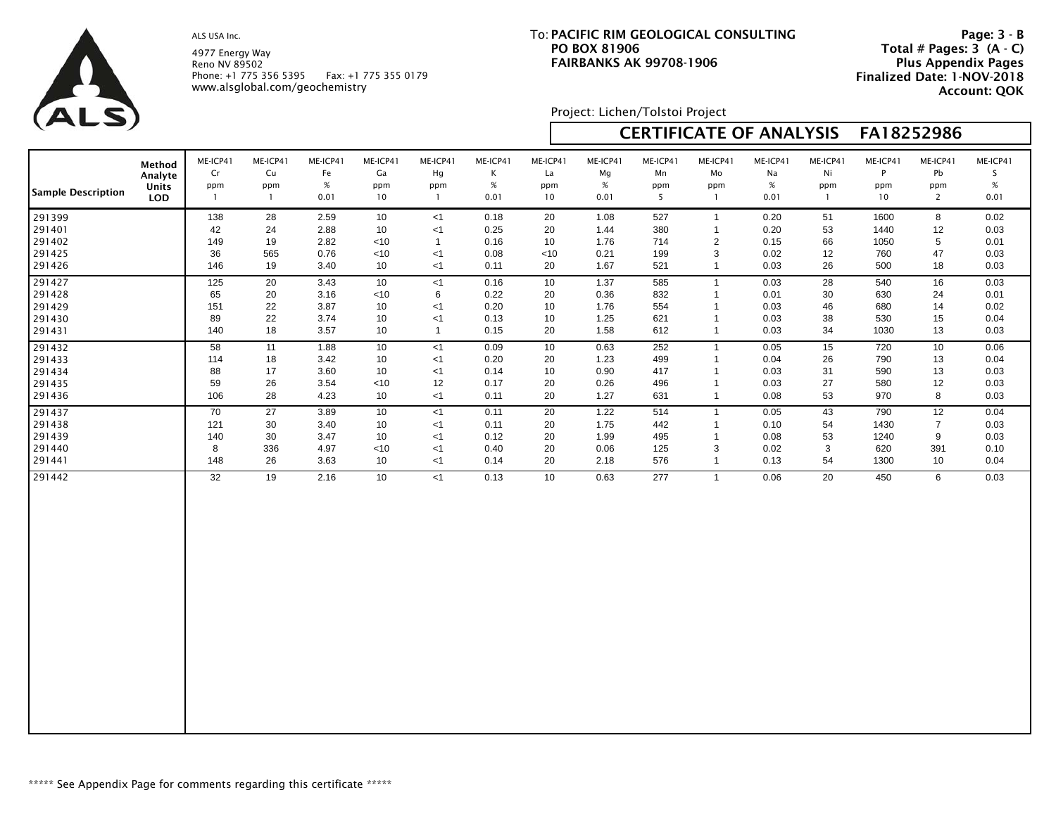ALS USA Inc.
4977 Energy Way
Reno NV 89502
Phone: +1 775 356 5395 Fax: +1 775 355 0179
www.alsglobal.com/geochemistry

To: **PACIFIC RIM GEOLOGICAL CONSULTING**
**PO BOX 81906**
**FAIRBANKS AK 99708-1906**

**Page: 3 - B**
**Total # Pages: 3 (A - C)**
**Plus Appendix Pages**
**Finalized Date: 1-NOV-2018**
**Account: QOK**

Project: Lichen/Tolstoi Project

## CERTIFICATE OF ANALYSIS FA18252986

| Sample Description | Method / Analyte / Units / LOD | ME-ICP41 Cr ppm 1 | ME-ICP41 Cu ppm 1 | ME-ICP41 Fe % 0.01 | ME-ICP41 Ga ppm 10 | ME-ICP41 Hg ppm 1 | ME-ICP41 K % 0.01 | ME-ICP41 La ppm 10 | ME-ICP41 Mg % 0.01 | ME-ICP41 Mn ppm 5 | ME-ICP41 Mo ppm 1 | ME-ICP41 Na % 0.01 | ME-ICP41 Ni ppm 1 | ME-ICP41 P ppm 10 | ME-ICP41 Pb ppm 2 | ME-ICP41 S % 0.01 |
|---|---|---|---|---|---|---|---|---|---|---|---|---|---|---|---|---|
| 291399 | | 138 | 28 | 2.59 | 10 | <1 | 0.18 | 20 | 1.08 | 527 | 1 | 0.20 | 51 | 1600 | 8 | 0.02 |
| 291401 | | 42 | 24 | 2.88 | 10 | <1 | 0.25 | 20 | 1.44 | 380 | 1 | 0.20 | 53 | 1440 | 12 | 0.03 |
| 291402 | | 149 | 19 | 2.82 | <10 | 1 | 0.16 | 10 | 1.76 | 714 | 2 | 0.15 | 66 | 1050 | 5 | 0.01 |
| 291425 | | 36 | 565 | 0.76 | <10 | <1 | 0.08 | <10 | 0.21 | 199 | 3 | 0.02 | 12 | 760 | 47 | 0.03 |
| 291426 | | 146 | 19 | 3.40 | 10 | <1 | 0.11 | 20 | 1.67 | 521 | 1 | 0.03 | 26 | 500 | 18 | 0.03 |
| 291427 | | 125 | 20 | 3.43 | 10 | <1 | 0.16 | 10 | 1.37 | 585 | 1 | 0.03 | 28 | 540 | 16 | 0.03 |
| 291428 | | 65 | 20 | 3.16 | <10 | 6 | 0.22 | 20 | 0.36 | 832 | 1 | 0.01 | 30 | 630 | 24 | 0.01 |
| 291429 | | 151 | 22 | 3.87 | 10 | <1 | 0.20 | 10 | 1.76 | 554 | 1 | 0.03 | 46 | 680 | 14 | 0.02 |
| 291430 | | 89 | 22 | 3.74 | 10 | <1 | 0.13 | 10 | 1.25 | 621 | 1 | 0.03 | 38 | 530 | 15 | 0.04 |
| 291431 | | 140 | 18 | 3.57 | 10 | 1 | 0.15 | 20 | 1.58 | 612 | 1 | 0.03 | 34 | 1030 | 13 | 0.03 |
| 291432 | | 58 | 11 | 1.88 | 10 | <1 | 0.09 | 10 | 0.63 | 252 | 1 | 0.05 | 15 | 720 | 10 | 0.06 |
| 291433 | | 114 | 18 | 3.42 | 10 | <1 | 0.20 | 20 | 1.23 | 499 | 1 | 0.04 | 26 | 790 | 13 | 0.04 |
| 291434 | | 88 | 17 | 3.60 | 10 | <1 | 0.14 | 10 | 0.90 | 417 | 1 | 0.03 | 31 | 590 | 13 | 0.03 |
| 291435 | | 59 | 26 | 3.54 | <10 | 12 | 0.17 | 20 | 0.26 | 496 | 1 | 0.03 | 27 | 580 | 12 | 0.03 |
| 291436 | | 106 | 28 | 4.23 | 10 | <1 | 0.11 | 20 | 1.27 | 631 | 1 | 0.08 | 53 | 970 | 8 | 0.03 |
| 291437 | | 70 | 27 | 3.89 | 10 | <1 | 0.11 | 20 | 1.22 | 514 | 1 | 0.05 | 43 | 790 | 12 | 0.04 |
| 291438 | | 121 | 30 | 3.40 | 10 | <1 | 0.11 | 20 | 1.75 | 442 | 1 | 0.10 | 54 | 1430 | 7 | 0.03 |
| 291439 | | 140 | 30 | 3.47 | 10 | <1 | 0.12 | 20 | 1.99 | 495 | 1 | 0.08 | 53 | 1240 | 9 | 0.03 |
| 291440 | | 8 | 336 | 4.97 | <10 | <1 | 0.40 | 20 | 0.06 | 125 | 3 | 0.02 | 3 | 620 | 391 | 0.10 |
| 291441 | | 148 | 26 | 3.63 | 10 | <1 | 0.14 | 20 | 2.18 | 576 | 1 | 0.13 | 54 | 1300 | 10 | 0.04 |
| 291442 | | 32 | 19 | 2.16 | 10 | <1 | 0.13 | 10 | 0.63 | 277 | 1 | 0.06 | 20 | 450 | 6 | 0.03 |

***** See Appendix Page for comments regarding this certificate *****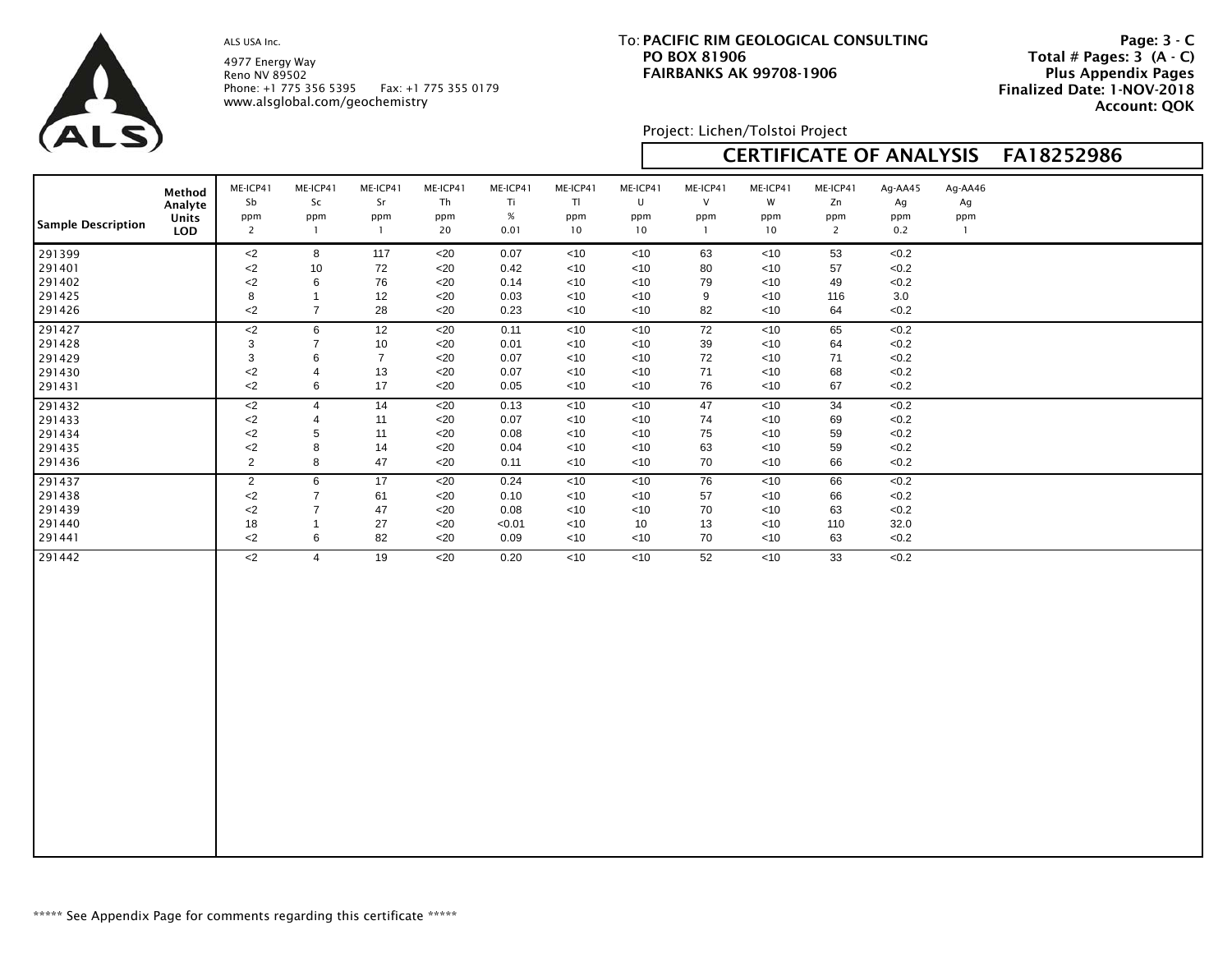ALS USA Inc.

4977 Energy Way
Reno NV 89502
Phone: +1 775 356 5395 Fax: +1 775 355 0179
www.alsglobal.com/geochemistry

To: **PACIFIC RIM GEOLOGICAL CONSULTING**
**PO BOX 81906**
**FAIRBANKS AK 99708-1906**

**Page: 3 - C**
**Total # Pages: 3 (A - C)**
**Plus Appendix Pages**
**Finalized Date: 1-NOV-2018**
**Account: QOK**

Project: Lichen/Tolstoi Project

## CERTIFICATE OF ANALYSIS FA18252986

| Sample Description | Method<br>Analyte<br>Units<br>LOD | ME-ICP41<br>Sb<br>ppm<br>2 | ME-ICP41<br>Sc<br>ppm<br>1 | ME-ICP41<br>Sr<br>ppm<br>1 | ME-ICP41<br>Th<br>ppm<br>20 | ME-ICP41<br>Ti<br>%<br>0.01 | ME-ICP41<br>Tl<br>ppm<br>10 | ME-ICP41<br>U<br>ppm<br>10 | ME-ICP41<br>V<br>ppm<br>1 | ME-ICP41<br>W<br>ppm<br>10 | ME-ICP41<br>Zn<br>ppm<br>2 | Ag-AA45<br>Ag<br>ppm<br>0.2 | Ag-AA46<br>Ag<br>ppm<br>1 |
|---|---|---|---|---|---|---|---|---|---|---|---|---|---|
| 291399 | | <2 | 8 | 117 | <20 | 0.07 | <10 | <10 | 63 | <10 | 53 | <0.2 | |
| 291401 | | <2 | 10 | 72 | <20 | 0.42 | <10 | <10 | 80 | <10 | 57 | <0.2 | |
| 291402 | | <2 | 6 | 76 | <20 | 0.14 | <10 | <10 | 79 | <10 | 49 | <0.2 | |
| 291425 | | 8 | 1 | 12 | <20 | 0.03 | <10 | <10 | 9 | <10 | 116 | 3.0 | |
| 291426 | | <2 | 7 | 28 | <20 | 0.23 | <10 | <10 | 82 | <10 | 64 | <0.2 | |
| 291427 | | <2 | 6 | 12 | <20 | 0.11 | <10 | <10 | 72 | <10 | 65 | <0.2 | |
| 291428 | | 3 | 7 | 10 | <20 | 0.01 | <10 | <10 | 39 | <10 | 64 | <0.2 | |
| 291429 | | 3 | 6 | 7 | <20 | 0.07 | <10 | <10 | 72 | <10 | 71 | <0.2 | |
| 291430 | | <2 | 4 | 13 | <20 | 0.07 | <10 | <10 | 71 | <10 | 68 | <0.2 | |
| 291431 | | <2 | 6 | 17 | <20 | 0.05 | <10 | <10 | 76 | <10 | 67 | <0.2 | |
| 291432 | | <2 | 4 | 14 | <20 | 0.13 | <10 | <10 | 47 | <10 | 34 | <0.2 | |
| 291433 | | <2 | 4 | 11 | <20 | 0.07 | <10 | <10 | 74 | <10 | 69 | <0.2 | |
| 291434 | | <2 | 5 | 11 | <20 | 0.08 | <10 | <10 | 75 | <10 | 59 | <0.2 | |
| 291435 | | <2 | 8 | 14 | <20 | 0.04 | <10 | <10 | 63 | <10 | 59 | <0.2 | |
| 291436 | | 2 | 8 | 47 | <20 | 0.11 | <10 | <10 | 70 | <10 | 66 | <0.2 | |
| 291437 | | 2 | 6 | 17 | <20 | 0.24 | <10 | <10 | 76 | <10 | 66 | <0.2 | |
| 291438 | | <2 | 7 | 61 | <20 | 0.10 | <10 | <10 | 57 | <10 | 66 | <0.2 | |
| 291439 | | <2 | 7 | 47 | <20 | 0.08 | <10 | <10 | 70 | <10 | 63 | <0.2 | |
| 291440 | | 18 | 1 | 27 | <20 | <0.01 | <10 | 10 | 13 | <10 | 110 | 32.0 | |
| 291441 | | <2 | 6 | 82 | <20 | 0.09 | <10 | <10 | 70 | <10 | 63 | <0.2 | |
| 291442 | | <2 | 4 | 19 | <20 | 0.20 | <10 | <10 | 52 | <10 | 33 | <0.2 | |

***** See Appendix Page for comments regarding this certificate *****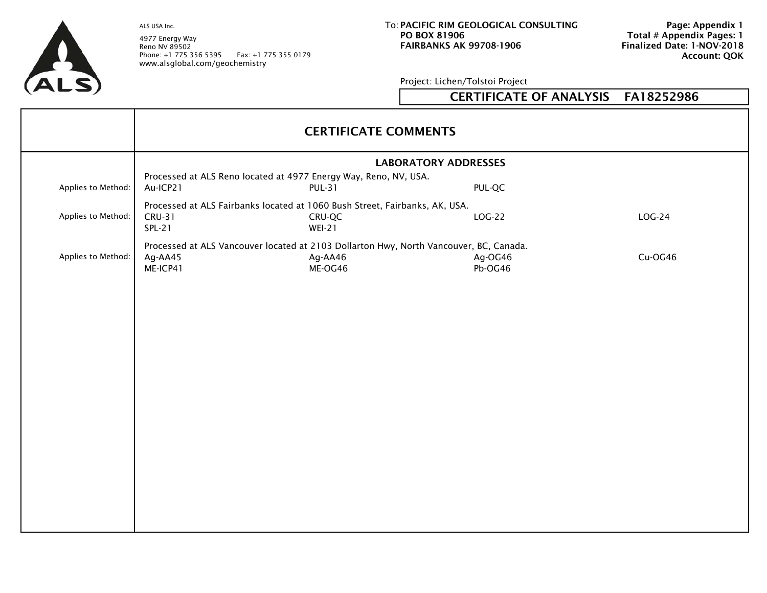ALS USA Inc.
4977 Energy Way
Reno NV 89502
Phone: +1 775 356 5395 Fax: +1 775 355 0179
www.alsglobal.com/geochemistry

To: **PACIFIC RIM GEOLOGICAL CONSULTING**
**PO BOX 81906**
**FAIRBANKS AK 99708-1906**

**Page: Appendix 1**
**Total # Appendix Pages: 1**
**Finalized Date: 1-NOV-2018**
**Account: QOK**

Project: Lichen/Tolstoi Project

## CERTIFICATE OF ANALYSIS FA18252986

## CERTIFICATE COMMENTS

### LABORATORY ADDRESSES

Processed at ALS Reno located at 4977 Energy Way, Reno, NV, USA.

Applies to Method: Au-ICP21, PUL-31, PUL-QC

Processed at ALS Fairbanks located at 1060 Bush Street, Fairbanks, AK, USA.

Applies to Method: CRU-31, CRU-QC, LOG-22, LOG-24, SPL-21, WEI-21

Processed at ALS Vancouver located at 2103 Dollarton Hwy, North Vancouver, BC, Canada.

Applies to Method: Ag-AA45, Ag-AA46, Ag-OG46, Cu-OG46, ME-ICP41, ME-OG46, Pb-OG46